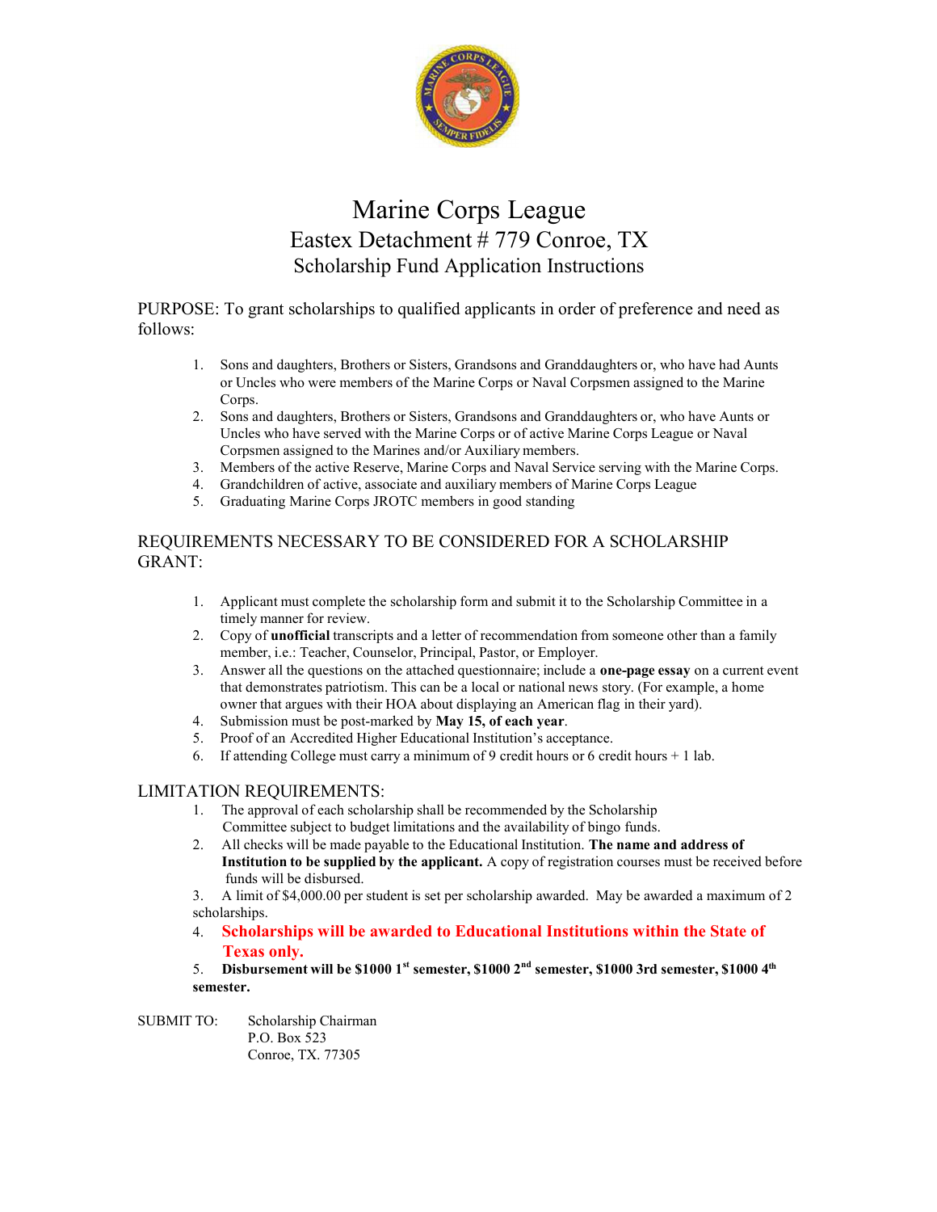# Marine Corps League
## Eastex Detachment # 779 Conroe, TX
### Scholarship Fund Application Instructions

PURPOSE: To grant scholarships to qualified applicants in order of preference and need as follows:

1. Sons and daughters, Brothers or Sisters, Grandsons and Granddaughters or, who have had Aunts or Uncles who were members of the Marine Corps or Naval Corpsmen assigned to the Marine Corps.
2. Sons and daughters, Brothers or Sisters, Grandsons and Granddaughters or, who have Aunts or Uncles who have served with the Marine Corps or of active Marine Corps League or Naval Corpsmen assigned to the Marines and/or Auxiliary members.
3. Members of the active Reserve, Marine Corps and Naval Service serving with the Marine Corps.
4. Grandchildren of active, associate and auxiliary members of Marine Corps League
5. Graduating Marine Corps JROTC members in good standing

REQUIREMENTS NECESSARY TO BE CONSIDERED FOR A SCHOLARSHIP GRANT:

1. Applicant must complete the scholarship form and submit it to the Scholarship Committee in a timely manner for review.
2. Copy of **unofficial** transcripts and a letter of recommendation from someone other than a family member, i.e.: Teacher, Counselor, Principal, Pastor, or Employer.
3. Answer all the questions on the attached questionnaire; include a **one-page essay** on a current event that demonstrates patriotism. This can be a local or national news story. (For example, a home owner that argues with their HOA about displaying an American flag in their yard).
4. Submission must be post-marked by **May 15, of each year**.
5. Proof of an Accredited Higher Educational Institution's acceptance.
6. If attending College must carry a minimum of 9 credit hours or 6 credit hours + 1 lab.

LIMITATION REQUIREMENTS:

1. The approval of each scholarship shall be recommended by the Scholarship Committee subject to budget limitations and the availability of bingo funds.
2. All checks will be made payable to the Educational Institution. **The name and address of Institution to be supplied by the applicant.** A copy of registration courses must be received before funds will be disbursed.
3. A limit of $4,000.00 per student is set per scholarship awarded. May be awarded a maximum of 2 scholarships.
4. **Scholarships will be awarded to Educational Institutions within the State of Texas only.**
5. **Disbursement will be $1000 1st semester, $1000 2nd semester, $1000 3rd semester, $1000 4th semester.**

SUBMIT TO: Scholarship Chairman
P.O. Box 523
Conroe, TX. 77305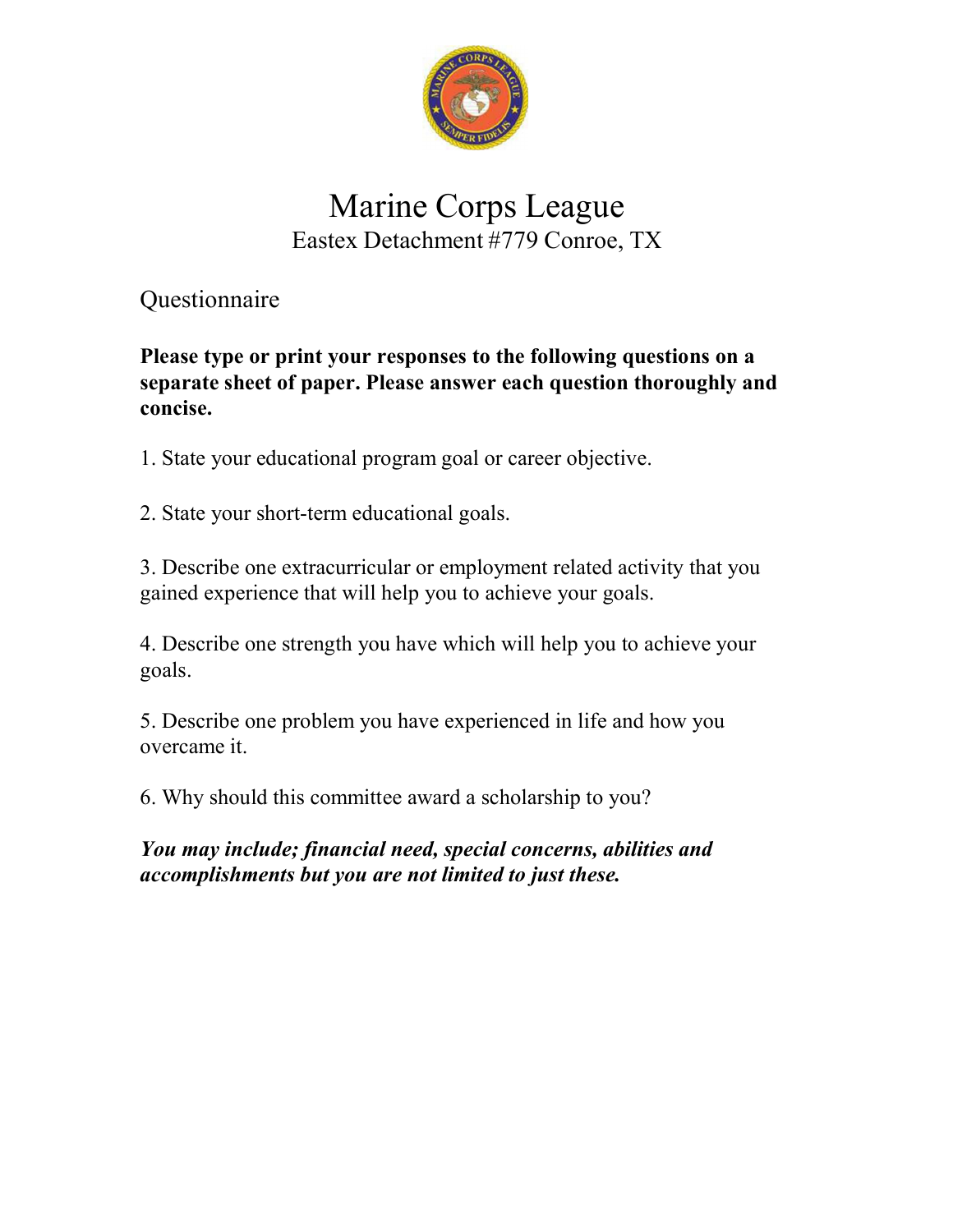# Marine Corps League

Eastex Detachment #779 Conroe, TX

## Questionnaire

**Please type or print your responses to the following questions on a separate sheet of paper. Please answer each question thoroughly and concise.**

1. State your educational program goal or career objective.

2. State your short-term educational goals.

3. Describe one extracurricular or employment related activity that you gained experience that will help you to achieve your goals.

4. Describe one strength you have which will help you to achieve your goals.

5. Describe one problem you have experienced in life and how you overcame it.

6. Why should this committee award a scholarship to you?

***You may include; financial need, special concerns, abilities and accomplishments but you are not limited to just these.***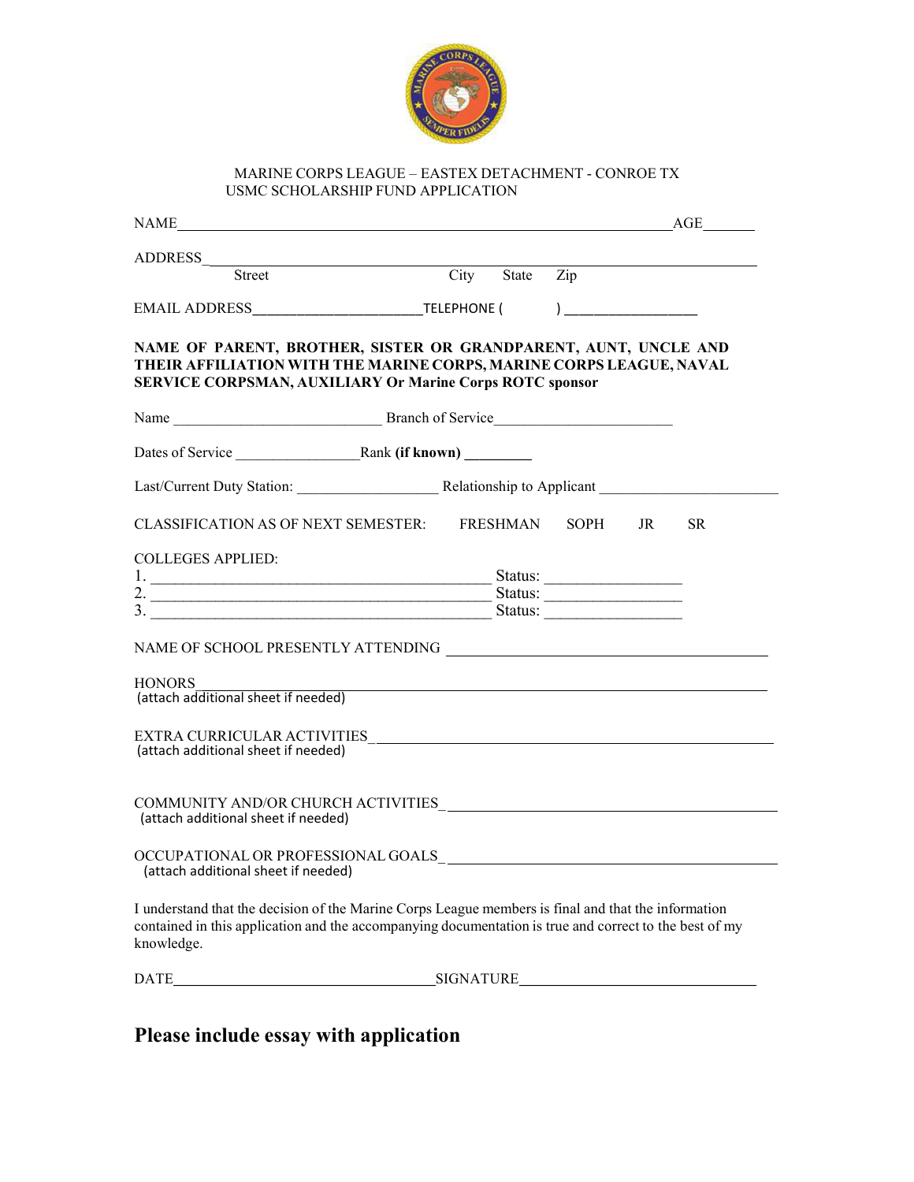MARINE CORPS LEAGUE – EASTEX DETACHMENT - CONROE TX
USMC SCHOLARSHIP FUND APPLICATION

NAME\_\_\_\_\_\_\_\_\_\_\_\_\_\_\_\_\_\_\_\_\_\_\_\_\_\_\_\_\_\_\_\_\_\_\_\_\_\_\_\_\_\_\_\_\_\_\_\_\_\_\_\_\_\_\_\_\_\_\_\_ AGE\_\_\_\_\_\_\_

ADDRESS\_\_\_\_\_\_\_\_\_\_\_\_\_\_\_\_\_\_\_\_\_\_\_\_\_\_\_\_\_\_\_\_\_\_\_\_\_\_\_\_\_\_\_\_\_\_\_\_\_\_\_\_\_\_\_\_\_\_\_\_\_\_\_\_
Street City State Zip

EMAIL ADDRESS\_\_\_\_\_\_\_\_\_\_\_\_\_\_\_\_\_\_\_\_\_\_ TELEPHONE ( ) \_\_\_\_\_\_\_\_\_\_\_\_\_\_\_\_\_\_

**NAME OF PARENT, BROTHER, SISTER OR GRANDPARENT, AUNT, UNCLE AND THEIR AFFILIATION WITH THE MARINE CORPS, MARINE CORPS LEAGUE, NAVAL SERVICE CORPSMAN, AUXILIARY Or Marine Corps ROTC sponsor**

Name \_\_\_\_\_\_\_\_\_\_\_\_\_\_\_\_\_\_\_\_\_\_\_\_\_\_\_ Branch of Service\_\_\_\_\_\_\_\_\_\_\_\_\_\_\_\_\_\_\_\_\_\_\_

Dates of Service \_\_\_\_\_\_\_\_\_\_\_\_\_\_\_\_ Rank **(if known)** \_\_\_\_\_\_\_\_\_

Last/Current Duty Station: \_\_\_\_\_\_\_\_\_\_\_\_\_\_\_\_\_\_ Relationship to Applicant \_\_\_\_\_\_\_\_\_\_\_\_\_\_\_\_\_\_\_\_\_\_\_

CLASSIFICATION AS OF NEXT SEMESTER: FRESHMAN SOPH JR SR

COLLEGES APPLIED:
1. \_\_\_\_\_\_\_\_\_\_\_\_\_\_\_\_\_\_\_\_\_\_\_\_\_\_\_\_\_\_\_\_\_\_\_\_\_\_\_\_\_\_\_\_ Status: \_\_\_\_\_\_\_\_\_\_\_\_\_\_\_\_\_\_
2. \_\_\_\_\_\_\_\_\_\_\_\_\_\_\_\_\_\_\_\_\_\_\_\_\_\_\_\_\_\_\_\_\_\_\_\_\_\_\_\_\_\_\_\_ Status: \_\_\_\_\_\_\_\_\_\_\_\_\_\_\_\_\_\_
3. \_\_\_\_\_\_\_\_\_\_\_\_\_\_\_\_\_\_\_\_\_\_\_\_\_\_\_\_\_\_\_\_\_\_\_\_\_\_\_\_\_\_\_\_ Status: \_\_\_\_\_\_\_\_\_\_\_\_\_\_\_\_\_\_

NAME OF SCHOOL PRESENTLY ATTENDING \_\_\_\_\_\_\_\_\_\_\_\_\_\_\_\_\_\_\_\_\_\_\_\_\_\_\_\_\_\_\_\_\_\_\_\_\_\_\_\_\_\_

HONORS\_\_\_\_\_\_\_\_\_\_\_\_\_\_\_\_\_\_\_\_\_\_\_\_\_\_\_\_\_\_\_\_\_\_\_\_\_\_\_\_\_\_\_\_\_\_\_\_\_\_\_\_\_\_\_\_\_\_\_\_\_\_\_\_\_\_\_\_
(attach additional sheet if needed)

EXTRA CURRICULAR ACTIVITIES\_\_\_\_\_\_\_\_\_\_\_\_\_\_\_\_\_\_\_\_\_\_\_\_\_\_\_\_\_\_\_\_\_\_\_\_\_\_\_\_\_\_\_\_\_\_\_\_\_\_\_
(attach additional sheet if needed)

COMMUNITY AND/OR CHURCH ACTIVITIES\_\_\_\_\_\_\_\_\_\_\_\_\_\_\_\_\_\_\_\_\_\_\_\_\_\_\_\_\_\_\_\_\_\_\_\_\_\_\_\_\_\_
(attach additional sheet if needed)

OCCUPATIONAL OR PROFESSIONAL GOALS\_\_\_\_\_\_\_\_\_\_\_\_\_\_\_\_\_\_\_\_\_\_\_\_\_\_\_\_\_\_\_\_\_\_\_\_\_\_\_\_\_\_
(attach additional sheet if needed)

I understand that the decision of the Marine Corps League members is final and that the information contained in this application and the accompanying documentation is true and correct to the best of my knowledge.

DATE\_\_\_\_\_\_\_\_\_\_\_\_\_\_\_\_\_\_\_\_\_\_\_\_\_\_\_\_\_\_\_\_\_\_\_ SIGNATURE\_\_\_\_\_\_\_\_\_\_\_\_\_\_\_\_\_\_\_\_\_\_\_\_\_\_\_\_\_\_\_\_\_

## Please include essay with application